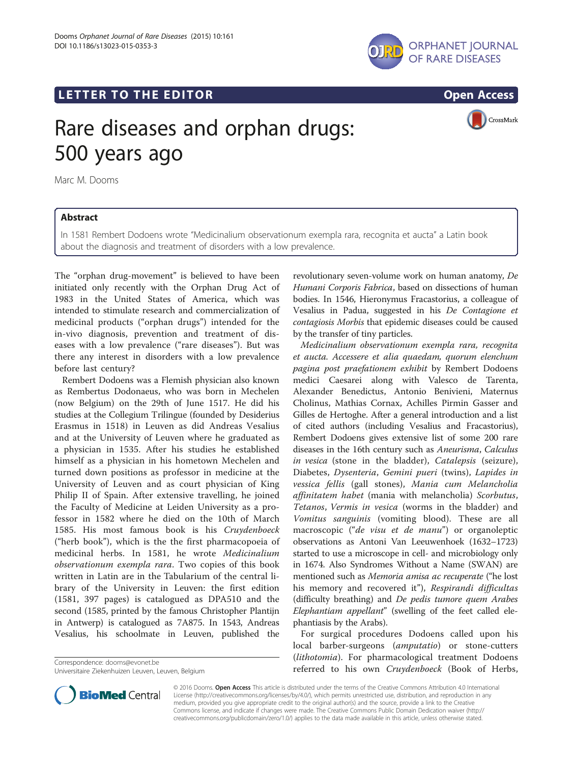LETTER TO THE EDITOR Open Access

# Rare diseases and orphan drugs: 500 years ago

Marc M. Dooms

## Abstract

In 1581 Rembert Dodoens wrote "Medicinalium observationum exempla rara, recognita et aucta" a Latin book about the diagnosis and treatment of disorders with a low prevalence.

The "orphan drug-movement" is believed to have been initiated only recently with the Orphan Drug Act of 1983 in the United States of America, which was intended to stimulate research and commercialization of medicinal products ("orphan drugs") intended for the in-vivo diagnosis, prevention and treatment of diseases with a low prevalence ("rare diseases"). But was there any interest in disorders with a low prevalence before last century?

Rembert Dodoens was a Flemish physician also known as Rembertus Dodonaeus, who was born in Mechelen (now Belgium) on the 29th of June 1517. He did his studies at the Collegium Trilingue (founded by Desiderius Erasmus in 1518) in Leuven as did Andreas Vesalius and at the University of Leuven where he graduated as a physician in 1535. After his studies he established himself as a physician in his hometown Mechelen and turned down positions as professor in medicine at the University of Leuven and as court physician of King Philip II of Spain. After extensive travelling, he joined the Faculty of Medicine at Leiden University as a professor in 1582 where he died on the 10th of March 1585. His most famous book is his *Cruydenboeck* ("herb book"), which is the the first pharmacopoeia of medicinal herbs. In 1581, he wrote *Medicinalium observationum exempla rara*. Two copies of this book written in Latin are in the Tabularium of the central library of the University in Leuven: the first edition (1581, 397 pages) is catalogued as DPA510 and the second (1585, printed by the famous Christopher Plantijn in Antwerp) is catalogued as 7A875. In 1543, Andreas Vesalius, his schoolmate in Leuven, published the revolutionary seven-volume work on human anatomy, *De Humani Corporis Fabrica*, based on dissections of human bodies. In 1546, Hieronymus Fracastorius, a colleague of Vesalius in Padua, suggested in his *De Contagione et contagiosis Morbis* that epidemic diseases could be caused by the transfer of tiny particles.

*Medicinalium observationum exempla rara, recognita et aucta. Accessere et alia quaedam, quorum elenchum pagina post praefationem exhibit* by Rembert Dodoens medici Caesarei along with Valesco de Tarenta, Alexander Benedictus, Antonio Benivieni, Maternus Cholinus, Mathias Cornax, Achilles Pirmin Gasser and Gilles de Hertoghe. After a general introduction and a list of cited authors (including Vesalius and Fracastorius), Rembert Dodoens gives extensive list of some 200 rare diseases in the 16th century such as *Aneurisma*, *Calculus in vesica* (stone in the bladder), *Catalepsis* (seizure), Diabetes, *Dysenteria*, *Gemini pueri* (twins), *Lapides in vessica fellis* (gall stones), *Mania cum Melancholia affinitatem habet* (mania with melancholia) *Scorbutus*, *Tetanos*, *Vermis in vesica* (worms in the bladder) and *Vomitus sanguinis* (vomiting blood). These are all macroscopic ("*de visu et de manu*") or organoleptic observations as Antoni Van Leeuwenhoek (1632–1723) started to use a microscope in cell- and microbiology only in 1674. Also Syndromes Without a Name (SWAN) are mentioned such as *Memoria amisa ac recuperate* ("he lost his memory and recovered it"), *Respirandi difficultas* (difficulty breathing) and *De pedis tumore quem Arabes Elephantiam appellant*" (swelling of the feet called elephantiasis by the Arabs).

For surgical procedures Dodoens called upon his local barber-surgeons (*amputatio*) or stone-cutters (*lithotomia*). For pharmacological treatment Dodoens referred to his own *Cruydenboeck* (Book of Herbs,

Correspondence: dooms@evonet.be
Universitaire Ziekenhuizen Leuven, Leuven, Belgium

© 2016 Dooms. **Open Access** This article is distributed under the terms of the Creative Commons Attribution 4.0 International License (http://creativecommons.org/licenses/by/4.0/), which permits unrestricted use, distribution, and reproduction in any medium, provided you give appropriate credit to the original author(s) and the source, provide a link to the Creative Commons license, and indicate if changes were made. The Creative Commons Public Domain Dedication waiver (http://creativecommons.org/publicdomain/zero/1.0/) applies to the data made available in this article, unless otherwise stated.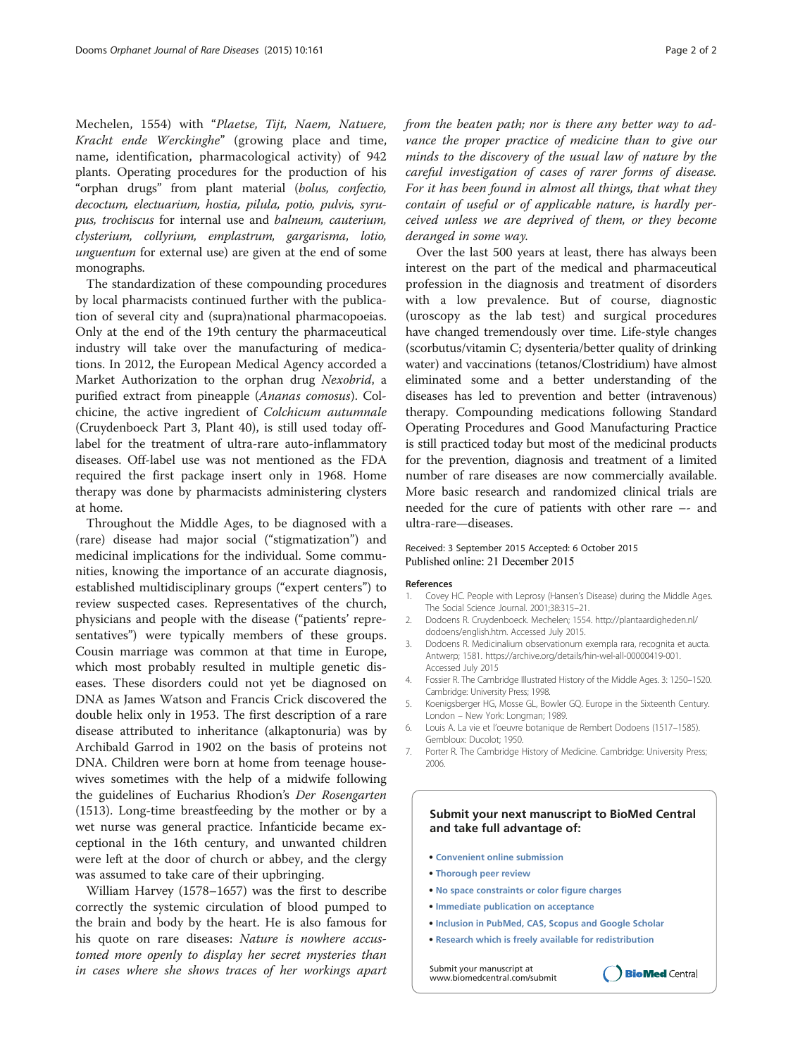Mechelen, 1554) with "*Plaetse, Tijt, Naem, Natuere, Kracht ende Werckinghe*" (growing place and time, name, identification, pharmacological activity) of 942 plants. Operating procedures for the production of his "orphan drugs" from plant material (*bolus, confectio, decoctum, electuarium, hostia, pilula, potio, pulvis, syrupus, trochiscus* for internal use and *balneum, cauterium, clysterium, collyrium, emplastrum, gargarisma, lotio, unguentum* for external use) are given at the end of some monographs.

The standardization of these compounding procedures by local pharmacists continued further with the publication of several city and (supra)national pharmacopoeias. Only at the end of the 19th century the pharmaceutical industry will take over the manufacturing of medications. In 2012, the European Medical Agency accorded a Market Authorization to the orphan drug *Nexobrid*, a purified extract from pineapple (*Ananas comosus*). Colchicine, the active ingredient of *Colchicum autumnale* (Cruydenboeck Part 3, Plant 40), is still used today off-label for the treatment of ultra-rare auto-inflammatory diseases. Off-label use was not mentioned as the FDA required the first package insert only in 1968. Home therapy was done by pharmacists administering clysters at home.

Throughout the Middle Ages, to be diagnosed with a (rare) disease had major social ("stigmatization") and medicinal implications for the individual. Some communities, knowing the importance of an accurate diagnosis, established multidisciplinary groups ("expert centers") to review suspected cases. Representatives of the church, physicians and people with the disease ("patients' representatives") were typically members of these groups. Cousin marriage was common at that time in Europe, which most probably resulted in multiple genetic diseases. These disorders could not yet be diagnosed on DNA as James Watson and Francis Crick discovered the double helix only in 1953. The first description of a rare disease attributed to inheritance (alkaptonuria) was by Archibald Garrod in 1902 on the basis of proteins not DNA. Children were born at home from teenage housewives sometimes with the help of a midwife following the guidelines of Eucharius Rhodion's *Der Rosengarten* (1513). Long-time breastfeeding by the mother or by a wet nurse was general practice. Infanticide became exceptional in the 16th century, and unwanted children were left at the door of church or abbey, and the clergy was assumed to take care of their upbringing.

William Harvey (1578–1657) was the first to describe correctly the systemic circulation of blood pumped to the brain and body by the heart. He is also famous for his quote on rare diseases: *Nature is nowhere accustomed more openly to display her secret mysteries than in cases where she shows traces of her workings apart from the beaten path; nor is there any better way to advance the proper practice of medicine than to give our minds to the discovery of the usual law of nature by the careful investigation of cases of rarer forms of disease. For it has been found in almost all things, that what they contain of useful or of applicable nature, is hardly perceived unless we are deprived of them, or they become deranged in some way.*

Over the last 500 years at least, there has always been interest on the part of the medical and pharmaceutical profession in the diagnosis and treatment of disorders with a low prevalence. But of course, diagnostic (uroscopy as the lab test) and surgical procedures have changed tremendously over time. Life-style changes (scorbutus/vitamin C; dysenteria/better quality of drinking water) and vaccinations (tetanos/Clostridium) have almost eliminated some and a better understanding of the diseases has led to prevention and better (intravenous) therapy. Compounding medications following Standard Operating Procedures and Good Manufacturing Practice is still practiced today but most of the medicinal products for the prevention, diagnosis and treatment of a limited number of rare diseases are now commercially available. More basic research and randomized clinical trials are needed for the cure of patients with other rare –- and ultra-rare—diseases.

Received: 3 September 2015 Accepted: 6 October 2015
Published online: 21 December 2015

#### References

1. Covey HC. People with Leprosy (Hansen's Disease) during the Middle Ages. The Social Science Journal. 2001;38:315–21.
2. Dodoens R. Cruydenboeck. Mechelen; 1554. http://plantaardigheden.nl/dodoens/english.htm. Accessed July 2015.
3. Dodoens R. Medicinalium observationum exempla rara, recognita et aucta. Antwerp; 1581. https://archive.org/details/hin-wel-all-00000419-001. Accessed July 2015
4. Fossier R. The Cambridge Illustrated History of the Middle Ages. 3: 1250–1520. Cambridge: University Press; 1998.
5. Koenigsberger HG, Mosse GL, Bowler GQ. Europe in the Sixteenth Century. London – New York: Longman; 1989.
6. Louis A. La vie et l'oeuvre botanique de Rembert Dodoens (1517–1585). Gembloux: Ducolot; 1950.
7. Porter R. The Cambridge History of Medicine. Cambridge: University Press; 2006.

**Submit your next manuscript to BioMed Central and take full advantage of:**

- Convenient online submission
- Thorough peer review
- No space constraints or color figure charges
- Immediate publication on acceptance
- Inclusion in PubMed, CAS, Scopus and Google Scholar
- Research which is freely available for redistribution

Submit your manuscript at www.biomedcentral.com/submit

BioMed Central